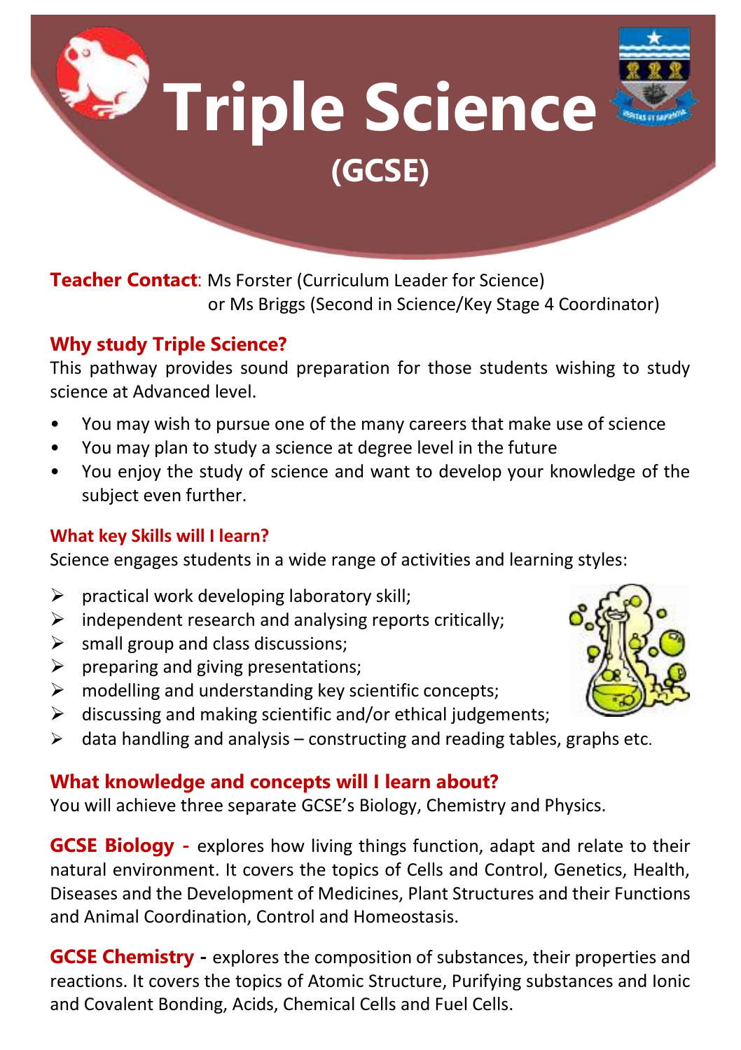# Triple Science

## (GCSE)

**Teacher Contact**: Ms Forster (Curriculum Leader for Science)
or Ms Briggs (Second in Science/Key Stage 4 Coordinator)

## Why study Triple Science?

This pathway provides sound preparation for those students wishing to study science at Advanced level.

- You may wish to pursue one of the many careers that make use of science
- You may plan to study a science at degree level in the future
- You enjoy the study of science and want to develop your knowledge of the subject even further.

### What key Skills will I learn?

Science engages students in a wide range of activities and learning styles:

- practical work developing laboratory skill;
- independent research and analysing reports critically;
- small group and class discussions;
- preparing and giving presentations;
- modelling and understanding key scientific concepts;
- discussing and making scientific and/or ethical judgements;
- data handling and analysis – constructing and reading tables, graphs etc.

## What knowledge and concepts will I learn about?

You will achieve three separate GCSE's Biology, Chemistry and Physics.

**GCSE Biology -** explores how living things function, adapt and relate to their natural environment. It covers the topics of Cells and Control, Genetics, Health, Diseases and the Development of Medicines, Plant Structures and their Functions and Animal Coordination, Control and Homeostasis.

**GCSE Chemistry -** explores the composition of substances, their properties and reactions. It covers the topics of Atomic Structure, Purifying substances and Ionic and Covalent Bonding, Acids, Chemical Cells and Fuel Cells.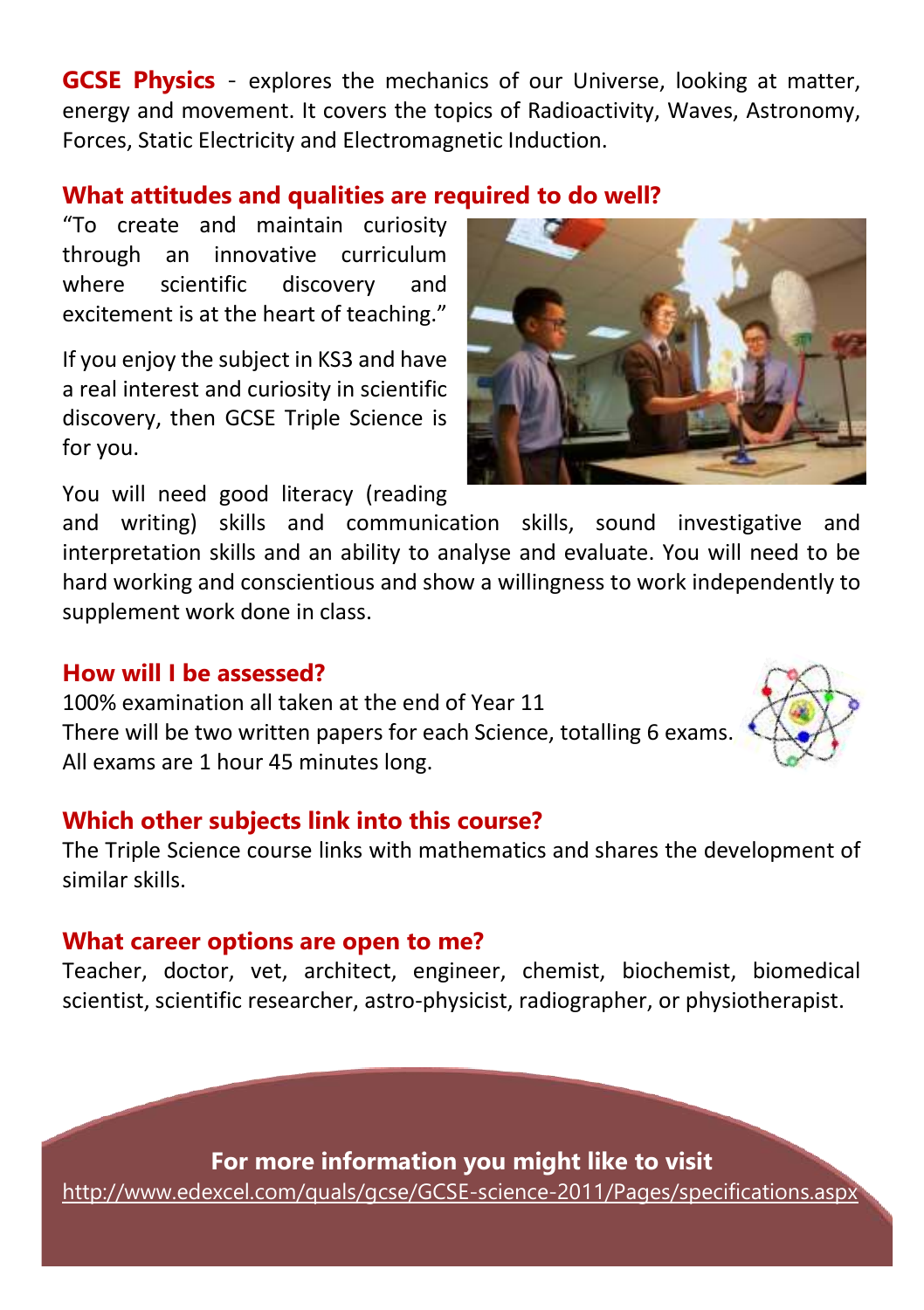**GCSE Physics** - explores the mechanics of our Universe, looking at matter, energy and movement. It covers the topics of Radioactivity, Waves, Astronomy, Forces, Static Electricity and Electromagnetic Induction.

## What attitudes and qualities are required to do well?

"To create and maintain curiosity through an innovative curriculum where scientific discovery and excitement is at the heart of teaching."

If you enjoy the subject in KS3 and have a real interest and curiosity in scientific discovery, then GCSE Triple Science is for you.

You will need good literacy (reading and writing) skills and communication skills, sound investigative and interpretation skills and an ability to analyse and evaluate. You will need to be hard working and conscientious and show a willingness to work independently to supplement work done in class.

## How will I be assessed?

100% examination all taken at the end of Year 11
There will be two written papers for each Science, totalling 6 exams.
All exams are 1 hour 45 minutes long.

## Which other subjects link into this course?

The Triple Science course links with mathematics and shares the development of similar skills.

## What career options are open to me?

Teacher, doctor, vet, architect, engineer, chemist, biochemist, biomedical scientist, scientific researcher, astro-physicist, radiographer, or physiotherapist.

**For more information you might like to visit**
http://www.edexcel.com/quals/gcse/GCSE-science-2011/Pages/specifications.aspx